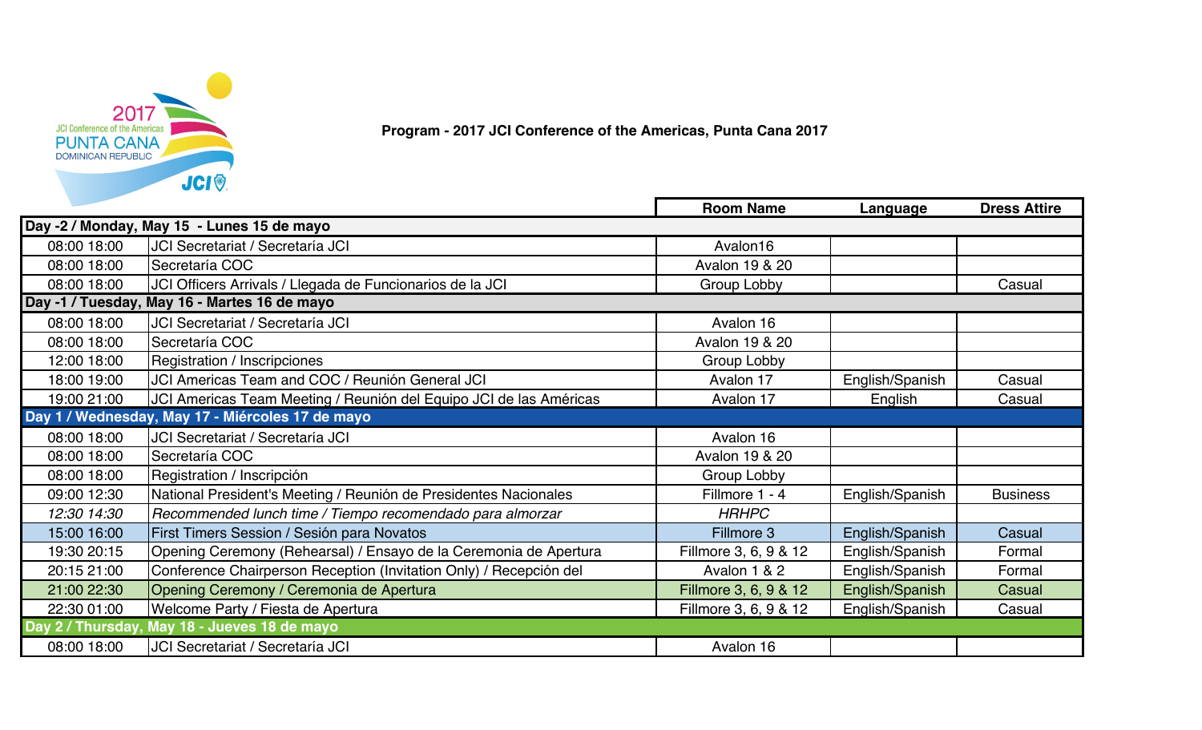# Program - 2017 JCI Conference of the Americas, Punta Cana 2017

| Time | Event | Room Name | Language | Dress Attire |
|---|---|---|---|---|
| **Day -2 / Monday, May 15 - Lunes 15 de mayo** | | | | |
| 08:00 18:00 | JCI Secretariat / Secretaría JCI | Avalon16 | | |
| 08:00 18:00 | Secretaría COC | Avalon 19 & 20 | | |
| 08:00 18:00 | JCI Officers Arrivals / Llegada de Funcionarios de la JCI | Group Lobby | | Casual |
| **Day -1 / Tuesday, May 16 - Martes 16 de mayo** | | | | |
| 08:00 18:00 | JCI Secretariat / Secretaría JCI | Avalon 16 | | |
| 08:00 18:00 | Secretaría COC | Avalon 19 & 20 | | |
| 12:00 18:00 | Registration / Inscripciones | Group Lobby | | |
| 18:00 19:00 | JCI Americas Team and COC / Reunión General JCI | Avalon 17 | English/Spanish | Casual |
| 19:00 21:00 | JCI Americas Team Meeting / Reunión del Equipo JCI de las Américas | Avalon 17 | English | Casual |
| **Day 1 / Wednesday, May 17 - Miércoles 17 de mayo** | | | | |
| 08:00 18:00 | JCI Secretariat / Secretaría JCI | Avalon 16 | | |
| 08:00 18:00 | Secretaría COC | Avalon 19 & 20 | | |
| 08:00 18:00 | Registration / Inscripción | Group Lobby | | |
| 09:00 12:30 | National President's Meeting / Reunión de Presidentes Nacionales | Fillmore 1 - 4 | English/Spanish | Business |
| *12:30 14:30* | *Recommended lunch time / Tiempo recomendado para almorzar* | *HRHPC* | | |
| 15:00 16:00 | First Timers Session / Sesión para Novatos | Fillmore 3 | English/Spanish | Casual |
| 19:30 20:15 | Opening Ceremony (Rehearsal) / Ensayo de la Ceremonia de Apertura | Fillmore 3, 6, 9 & 12 | English/Spanish | Formal |
| 20:15 21:00 | Conference Chairperson Reception (Invitation Only) / Recepción del | Avalon 1 & 2 | English/Spanish | Formal |
| 21:00 22:30 | Opening Ceremony / Ceremonia de Apertura | Fillmore 3, 6, 9 & 12 | English/Spanish | Casual |
| 22:30 01:00 | Welcome Party / Fiesta de Apertura | Fillmore 3, 6, 9 & 12 | English/Spanish | Casual |
| **Day 2 / Thursday, May 18 - Jueves 18 de mayo** | | | | |
| 08:00 18:00 | JCI Secretariat / Secretaría JCI | Avalon 16 | | |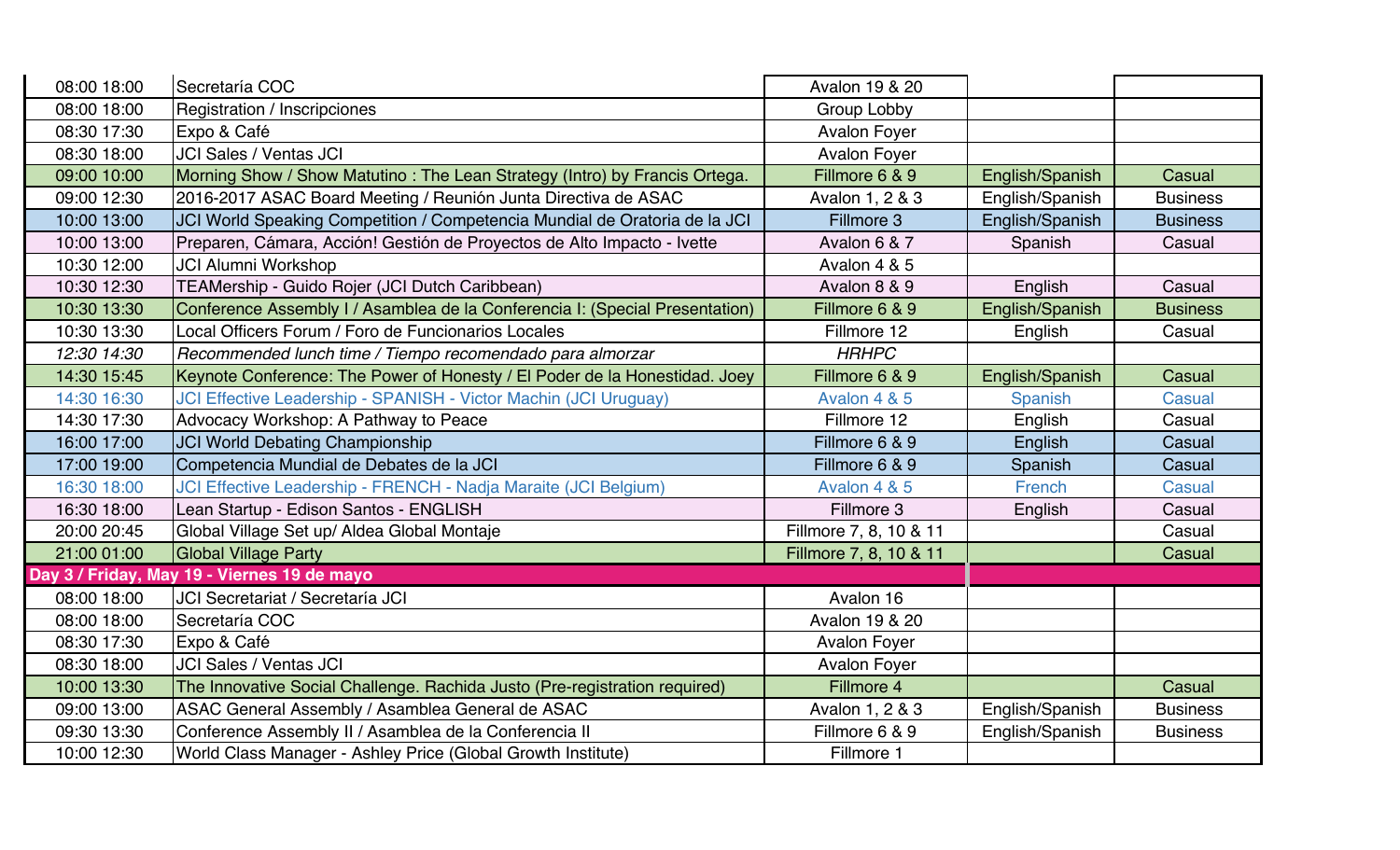| | | | | |
|---|---|---|---|---|
| 08:00 18:00 | Secretaría COC | Avalon 19 & 20 | | |
| 08:00 18:00 | Registration / Inscripciones | Group Lobby | | |
| 08:30 17:30 | Expo & Café | Avalon Foyer | | |
| 08:30 18:00 | JCI Sales / Ventas JCI | Avalon Foyer | | |
| 09:00 10:00 | Morning Show / Show Matutino : The Lean Strategy (Intro) by Francis Ortega. | Fillmore 6 & 9 | English/Spanish | Casual |
| 09:00 12:30 | 2016-2017 ASAC Board Meeting / Reunión Junta Directiva de ASAC | Avalon 1, 2 & 3 | English/Spanish | Business |
| 10:00 13:00 | JCI World Speaking Competition / Competencia Mundial de Oratoria de la JCI | Fillmore 3 | English/Spanish | Business |
| 10:00 13:00 | Preparen, Cámara, Acción! Gestión de Proyectos de Alto Impacto - Ivette | Avalon 6 & 7 | Spanish | Casual |
| 10:30 12:00 | JCI Alumni Workshop | Avalon 4 & 5 | | |
| 10:30 12:30 | TEAMership - Guido Rojer (JCI Dutch Caribbean) | Avalon 8 & 9 | English | Casual |
| 10:30 13:30 | Conference Assembly I / Asamblea de la Conferencia I: (Special Presentation) | Fillmore 6 & 9 | English/Spanish | Business |
| 10:30 13:30 | Local Officers Forum / Foro de Funcionarios Locales | Fillmore 12 | English | Casual |
| *12:30 14:30* | *Recommended lunch time / Tiempo recomendado para almorzar* | *HRHPC* | | |
| 14:30 15:45 | Keynote Conference: The Power of Honesty / El Poder de la Honestidad. Joey | Fillmore 6 & 9 | English/Spanish | Casual |
| 14:30 16:30 | JCI Effective Leadership - SPANISH - Victor Machin (JCI Uruguay) | Avalon 4 & 5 | Spanish | Casual |
| 14:30 17:30 | Advocacy Workshop: A Pathway to Peace | Fillmore 12 | English | Casual |
| 16:00 17:00 | JCI World Debating Championship | Fillmore 6 & 9 | English | Casual |
| 17:00 19:00 | Competencia Mundial de Debates de la JCI | Fillmore 6 & 9 | Spanish | Casual |
| 16:30 18:00 | JCI Effective Leadership - FRENCH - Nadja Maraite (JCI Belgium) | Avalon 4 & 5 | French | Casual |
| 16:30 18:00 | Lean Startup - Edison Santos - ENGLISH | Fillmore 3 | English | Casual |
| 20:00 20:45 | Global Village Set up/ Aldea Global Montaje | Fillmore 7, 8, 10 & 11 | | Casual |
| 21:00 01:00 | Global Village Party | Fillmore 7, 8, 10 & 11 | | Casual |
| **Day 3 / Friday, May 19 - Viernes 19 de mayo** | | | | |
| 08:00 18:00 | JCI Secretariat / Secretaría JCI | Avalon 16 | | |
| 08:00 18:00 | Secretaría COC | Avalon 19 & 20 | | |
| 08:30 17:30 | Expo & Café | Avalon Foyer | | |
| 08:30 18:00 | JCI Sales / Ventas JCI | Avalon Foyer | | |
| 10:00 13:30 | The Innovative Social Challenge. Rachida Justo (Pre-registration required) | Fillmore 4 | | Casual |
| 09:00 13:00 | ASAC General Assembly / Asamblea General de ASAC | Avalon 1, 2 & 3 | English/Spanish | Business |
| 09:30 13:30 | Conference Assembly II / Asamblea de la Conferencia II | Fillmore 6 & 9 | English/Spanish | Business |
| 10:00 12:30 | World Class Manager - Ashley Price (Global Growth Institute) | Fillmore 1 | | |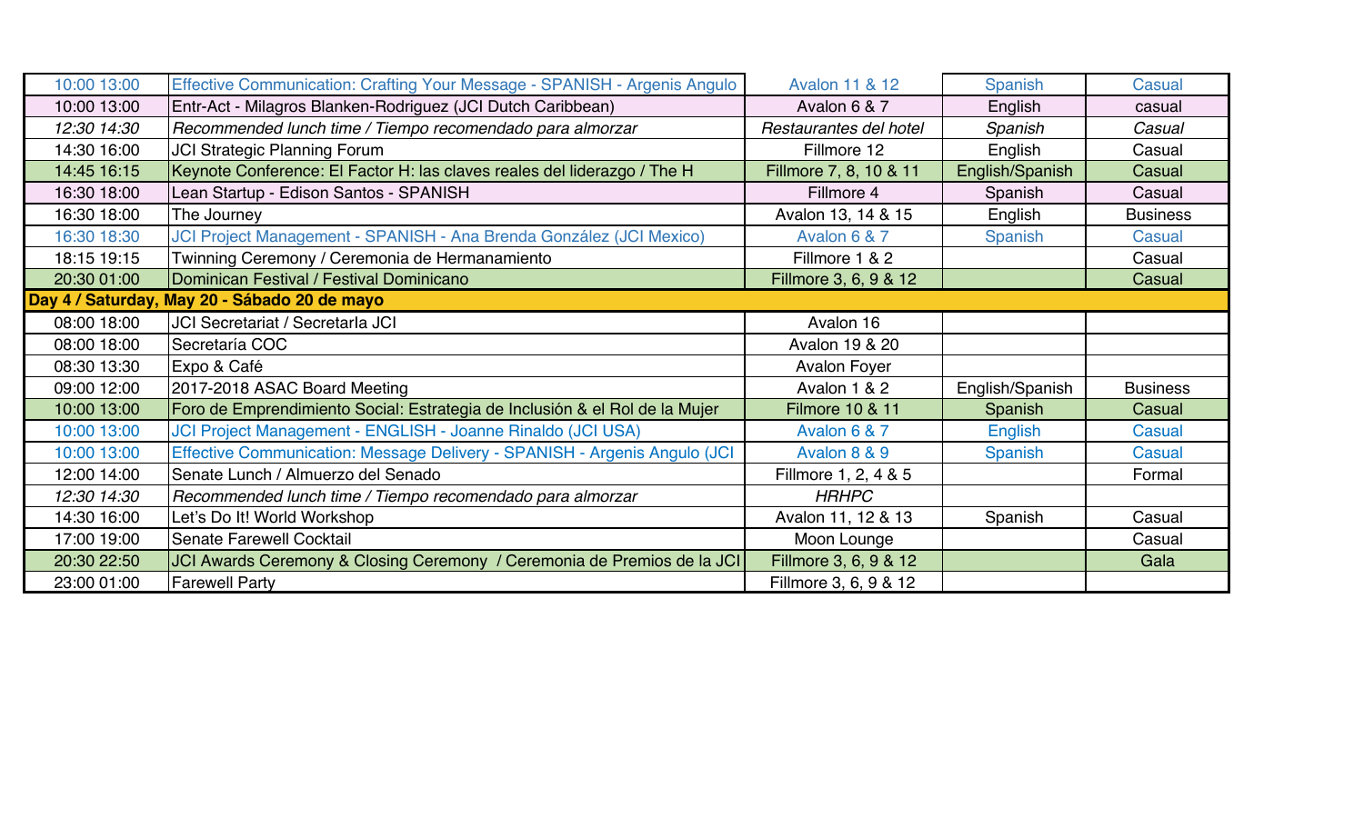| | | | | |
|---|---|---|---|---|
| 10:00 13:00 | Effective Communication: Crafting Your Message - SPANISH - Argenis Angulo | Avalon 11 & 12 | Spanish | Casual |
| 10:00 13:00 | Entr-Act - Milagros Blanken-Rodriguez (JCI Dutch Caribbean) | Avalon 6 & 7 | English | casual |
| *12:30 14:30* | *Recommended lunch time / Tiempo recomendado para almorzar* | *Restaurantes del hotel* | *Spanish* | *Casual* |
| 14:30 16:00 | JCI Strategic Planning Forum | Fillmore 12 | English | Casual |
| 14:45 16:15 | Keynote Conference: El Factor H: las claves reales del liderazgo / The H | Fillmore 7, 8, 10 & 11 | English/Spanish | Casual |
| 16:30 18:00 | Lean Startup - Edison Santos - SPANISH | Fillmore 4 | Spanish | Casual |
| 16:30 18:00 | The Journey | Avalon 13, 14 & 15 | English | Business |
| 16:30 18:30 | JCI Project Management - SPANISH - Ana Brenda González (JCI Mexico) | Avalon 6 & 7 | Spanish | Casual |
| 18:15 19:15 | Twinning Ceremony / Ceremonia de Hermanamiento | Fillmore 1 & 2 | | Casual |
| 20:30 01:00 | Dominican Festival / Festival Dominicano | Fillmore 3, 6, 9 & 12 | | Casual |
| **Day 4 / Saturday, May 20 - Sábado 20 de mayo** | | | | |
| 08:00 18:00 | JCI Secretariat / Secretarla JCI | Avalon 16 | | |
| 08:00 18:00 | Secretaría COC | Avalon 19 & 20 | | |
| 08:30 13:30 | Expo & Café | Avalon Foyer | | |
| 09:00 12:00 | 2017-2018 ASAC Board Meeting | Avalon 1 & 2 | English/Spanish | Business |
| 10:00 13:00 | Foro de Emprendimiento Social: Estrategia de Inclusión & el Rol de la Mujer | Filmore 10 & 11 | Spanish | Casual |
| 10:00 13:00 | JCI Project Management - ENGLISH - Joanne Rinaldo (JCI USA) | Avalon 6 & 7 | English | Casual |
| 10:00 13:00 | Effective Communication: Message Delivery - SPANISH - Argenis Angulo (JCI | Avalon 8 & 9 | Spanish | Casual |
| 12:00 14:00 | Senate Lunch / Almuerzo del Senado | Fillmore 1, 2, 4 & 5 | | Formal |
| *12:30 14:30* | *Recommended lunch time / Tiempo recomendado para almorzar* | *HRHPC* | | |
| 14:30 16:00 | Let's Do It! World Workshop | Avalon 11, 12 & 13 | Spanish | Casual |
| 17:00 19:00 | Senate Farewell Cocktail | Moon Lounge | | Casual |
| 20:30 22:50 | JCI Awards Ceremony & Closing Ceremony / Ceremonia de Premios de la JCI | Fillmore 3, 6, 9 & 12 | | Gala |
| 23:00 01:00 | Farewell Party | Fillmore 3, 6, 9 & 12 | | |